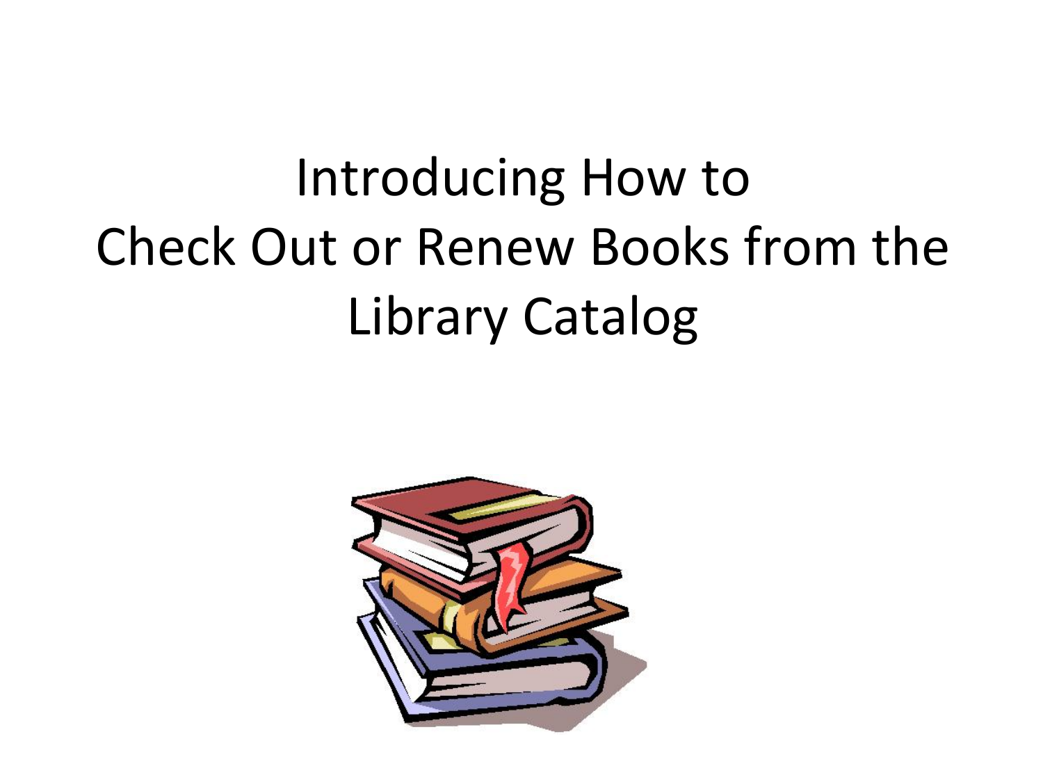# Introducing How to Check Out or Renew Books from the Library Catalog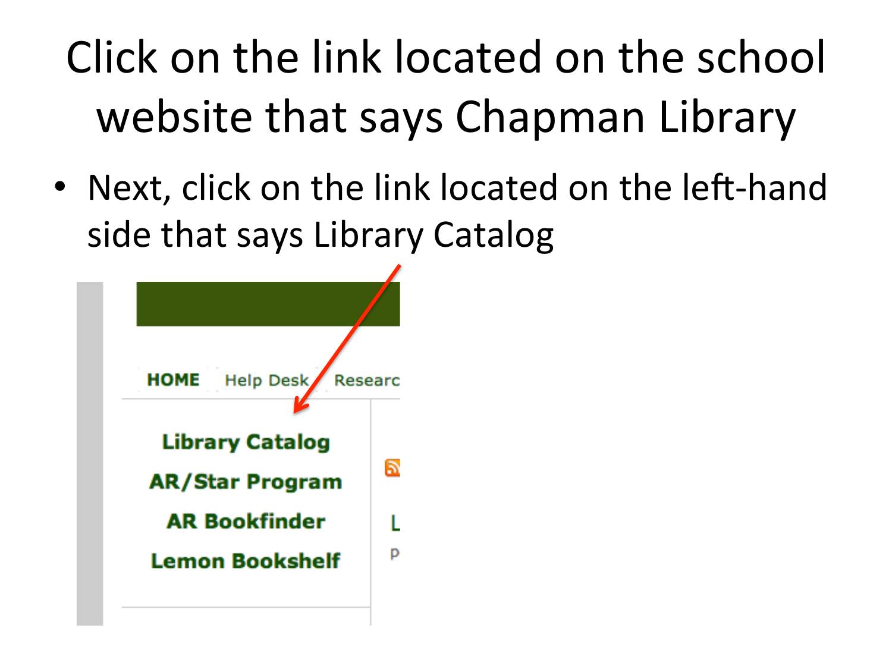# Click on the link located on the school website that says Chapman Library

- Next, click on the link located on the left-hand side that says Library Catalog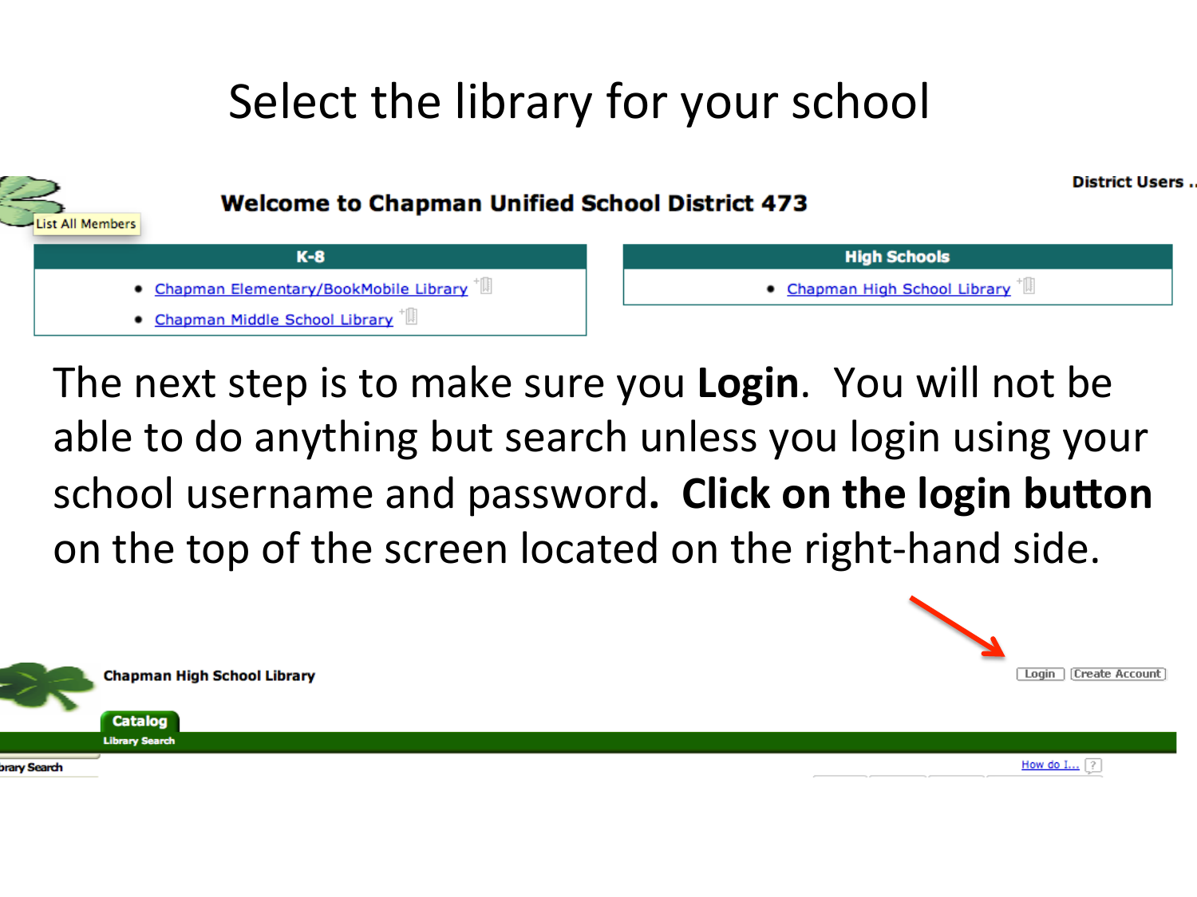# Select the library for your school

**Welcome to Chapman Unified School District 473**

District Users ..

List All Members

| K-8 | High Schools |
|---|---|
| • Chapman Elementary/BookMobile Library<br>• Chapman Middle School Library | • Chapman High School Library |

The next step is to make sure you **Login**. You will not be able to do anything but search unless you login using your school username and password**. Click on the login button** on the top of the screen located on the right-hand side.

**Chapman High School Library**

Login | Create Account

**Catalog**
Library Search

How do I... ?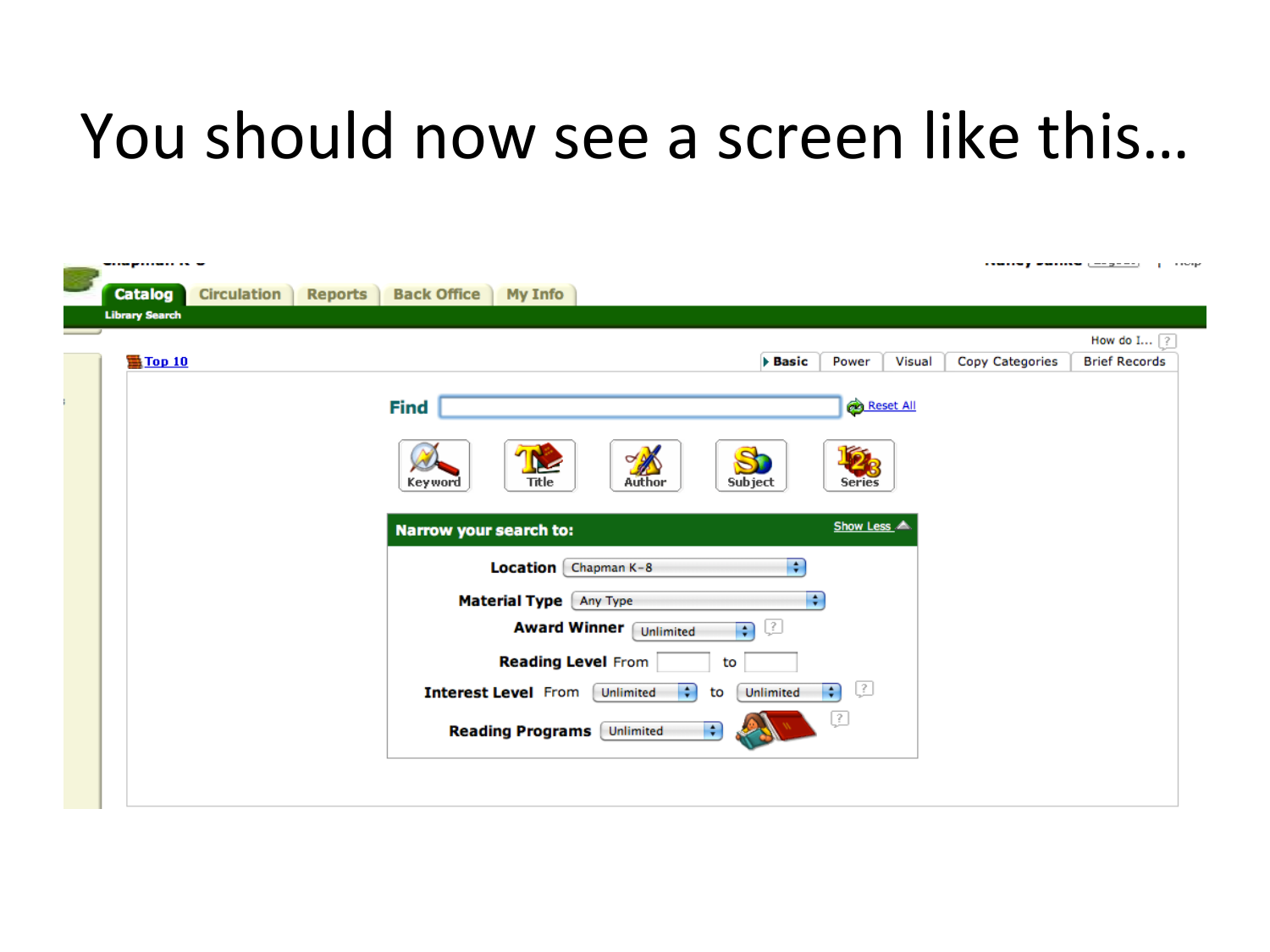# You should now see a screen like this…

Catalog | Circulation | Reports | Back Office | My Info

Library Search

How do I…

Top 10

Basic | Power | Visual | Copy Categories | Brief Records

Find

Reset All

Keyword | Title | Author | Subject | Series

**Narrow your search to:**

Show Less

Location: Chapman K-8

Material Type: Any Type

Award Winner: Unlimited

Reading Level From __ to __

Interest Level From Unlimited to Unlimited

Reading Programs: Unlimited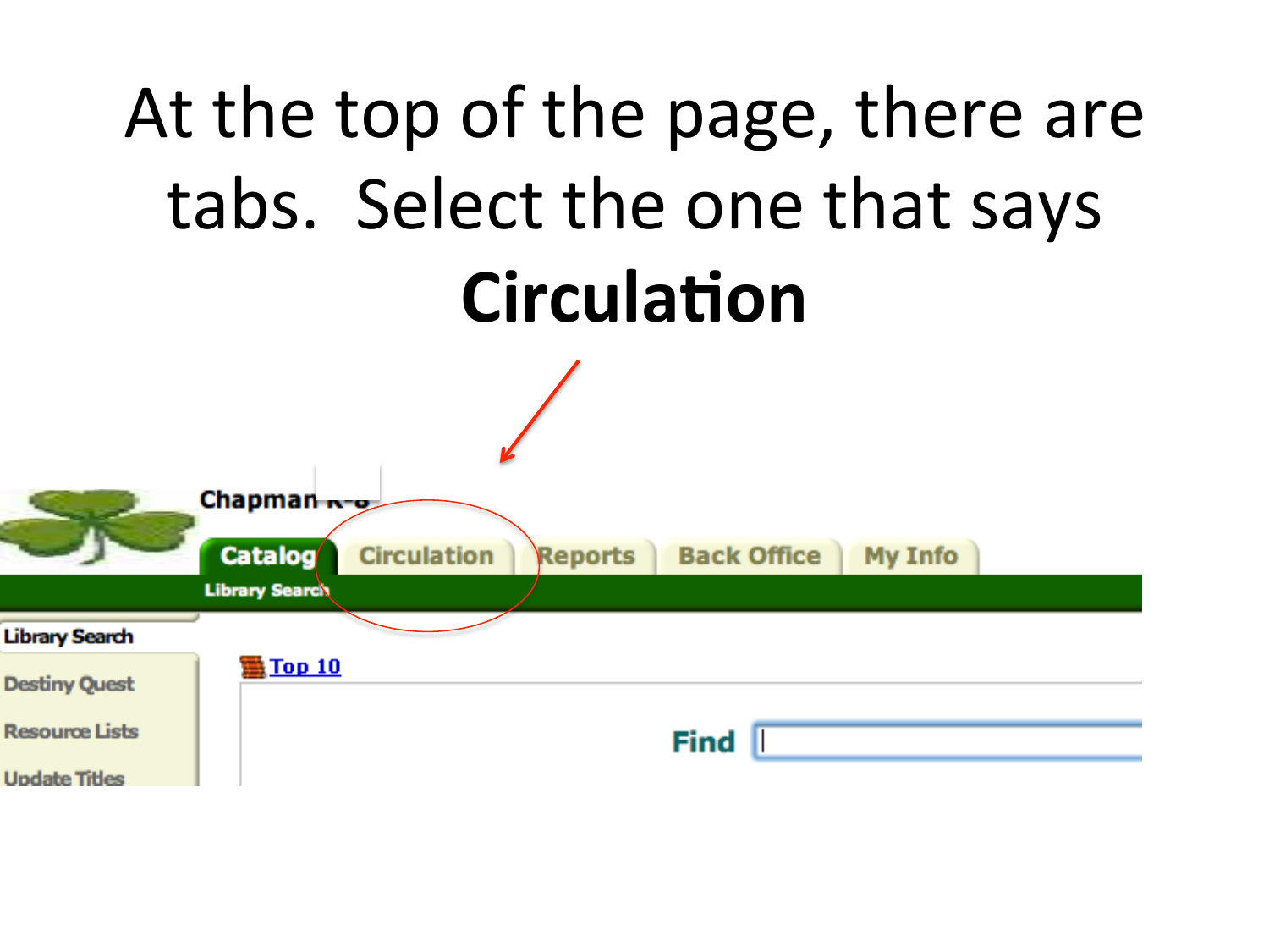At the top of the page, there are tabs. Select the one that says **Circulation**

Chapman K-8

Catalog | Circulation | Reports | Back Office | My Info

Library Search

Library Search

Destiny Quest

Resource Lists

Update Titles

Top 10

Find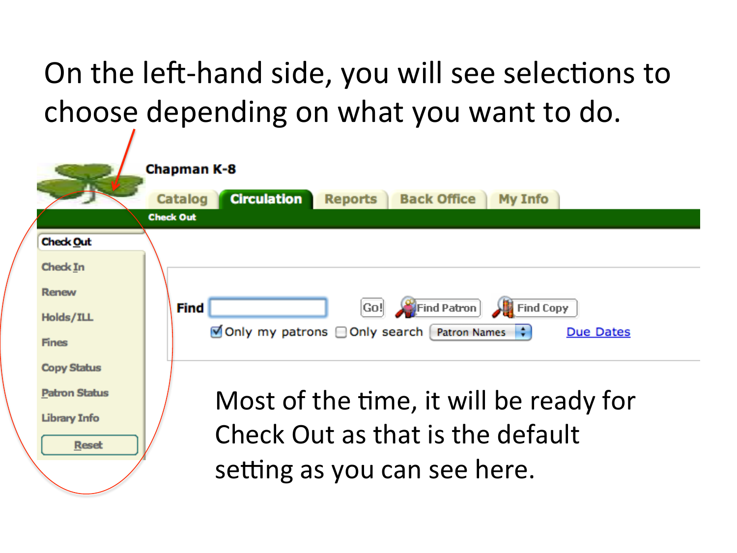On the left-hand side, you will see selections to choose depending on what you want to do.

Chapman K-8

Catalog | Circulation | Reports | Back Office | My Info

Check Out

- Check Out
- Check In
- Renew
- Holds/ILL
- Fines
- Copy Status
- Patron Status
- Library Info
- Reset

Find [ ] Go! Find Patron Find Copy

☑ Only my patrons ☐ Only search Patron Names Due Dates

Most of the time, it will be ready for Check Out as that is the default setting as you can see here.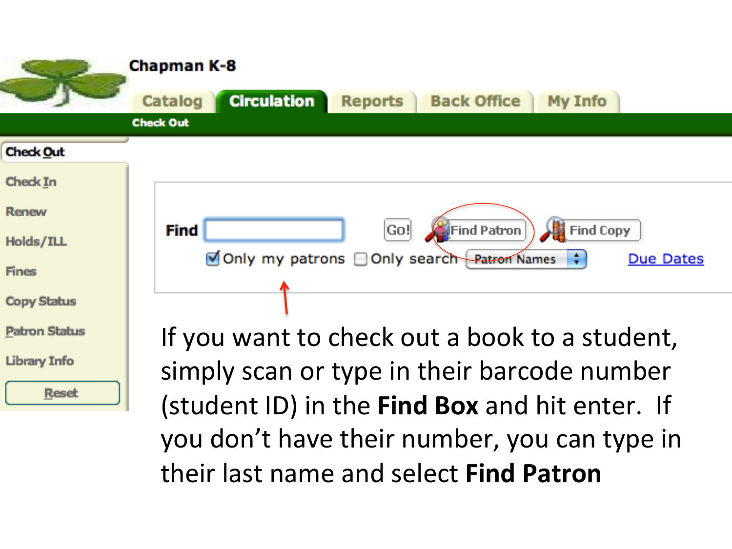Chapman K-8

Catalog | Circulation | Reports | Back Office | My Info

Check Out

- Check Out
- Check In
- Renew
- Holds/ILL
- Fines
- Copy Status
- Patron Status
- Library Info
- Reset

Find [ ] Go! Find Patron Find Copy

☑ Only my patrons ☐ Only search Patron Names Due Dates

If you want to check out a book to a student, simply scan or type in their barcode number (student ID) in the **Find Box** and hit enter. If you don't have their number, you can type in their last name and select **Find Patron**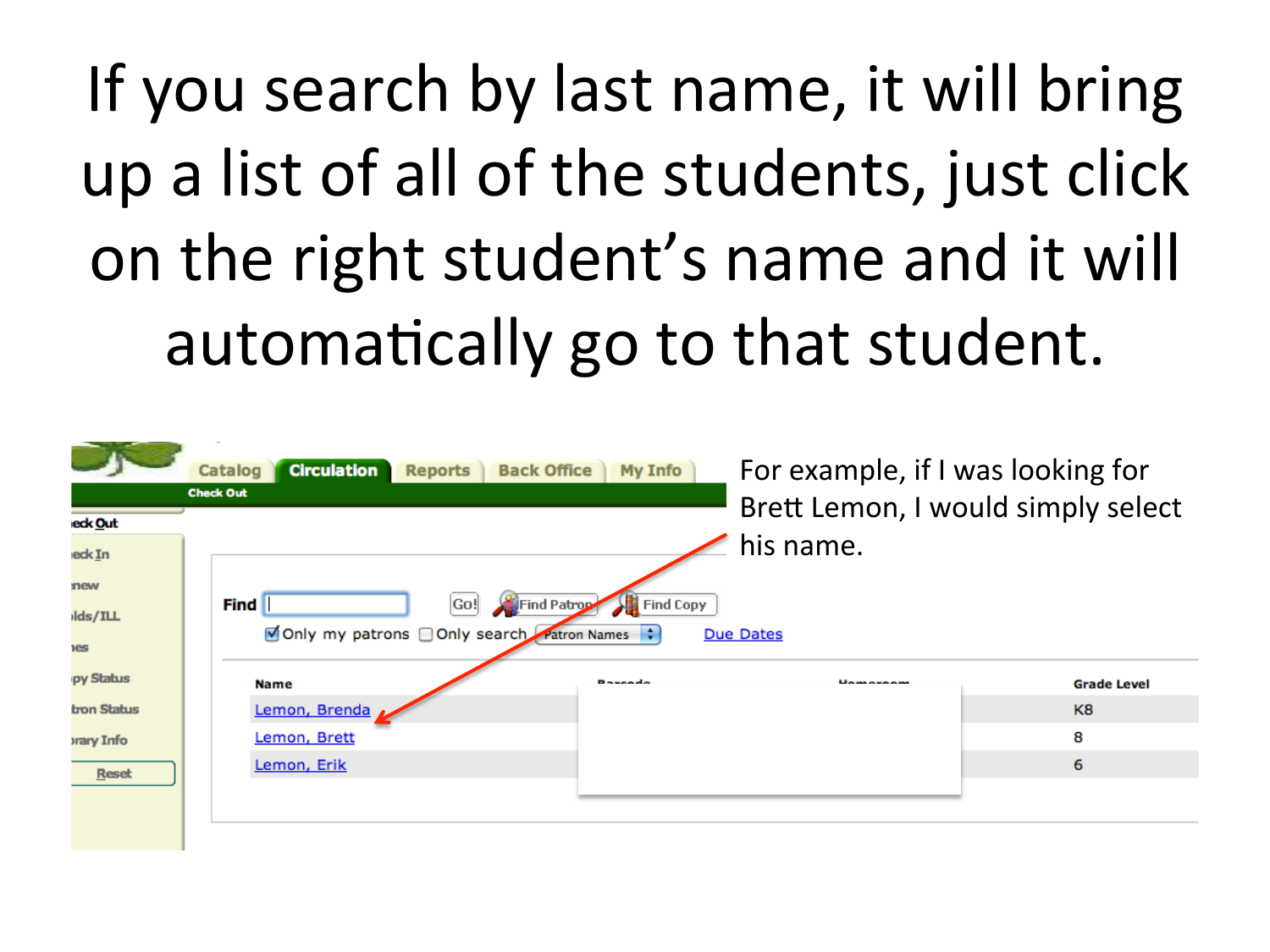# If you search by last name, it will bring up a list of all of the students, just click on the right student's name and it will automatically go to that student.

For example, if I was looking for Brett Lemon, I would simply select his name.

Catalog | Circulation | Reports | Back Office | My Info

Check Out

Find [ ] Go! Find Patron Find Copy

☑ Only my patrons ☐ Only search Patron Names Due Dates

| Name | Barcode | Homeroom | Grade Level |
|---|---|---|---|
| Lemon, Brenda | | | K8 |
| Lemon, Brett | | | 8 |
| Lemon, Erik | | | 6 |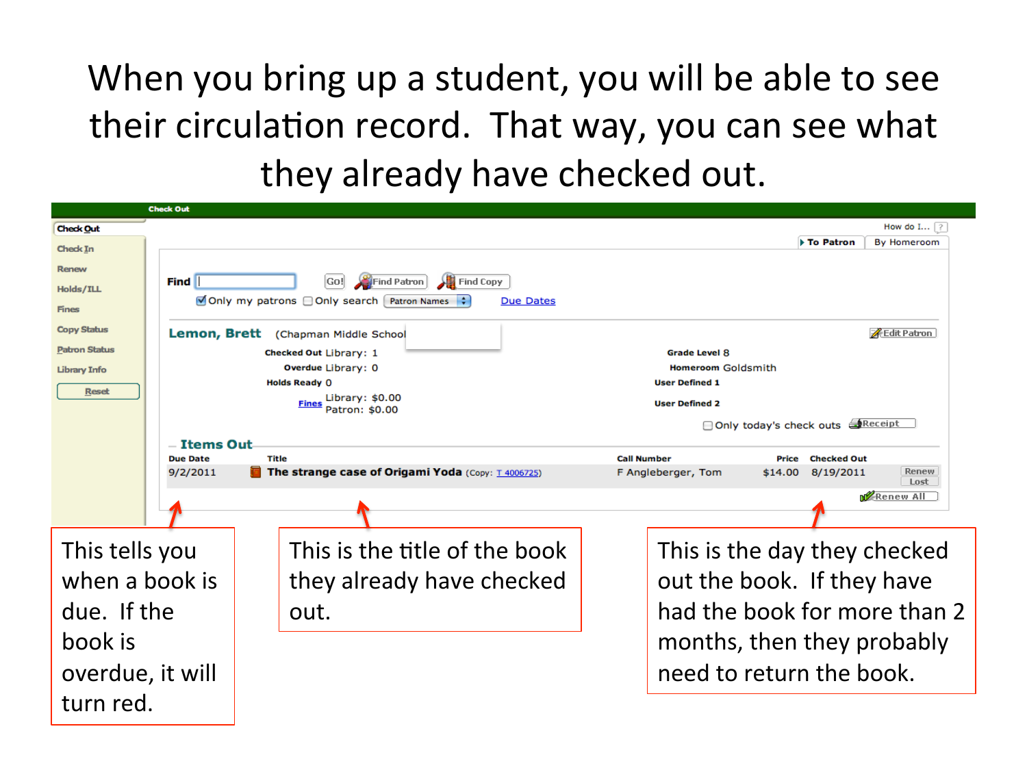# When you bring up a student, you will be able to see their circulation record. That way, you can see what they already have checked out.

**Check Out**

- Check Out
- Check In
- Renew
- Holds/ILL
- Fines
- Copy Status
- Patron Status
- Library Info
- Reset

How do I... ?

To Patron | By Homeroom

Find [ ] Go! Find Patron Find Copy

☑ Only my patrons ☐ Only search Patron Names Due Dates

**Lemon, Brett** (Chapman Middle School

Edit Patron

**Checked Out** Library: 1
**Overdue** Library: 0
**Holds Ready** 0
**Fines** Library: $0.00 Patron: $0.00

**Grade Level** 8
**Homeroom** Goldsmith
**User Defined 1**
**User Defined 2**

☐ Only today's check outs Receipt

**Items Out**

| Due Date | Title | Call Number | Price | Checked Out | |
|---|---|---|---|---|---|
| 9/2/2011 | **The strange case of Origami Yoda** (Copy: T 4006725) | F Angleberger, Tom | $14.00 | 8/19/2011 | Renew Lost |

Renew All

This tells you when a book is due. If the book is overdue, it will turn red.

This is the title of the book they already have checked out.

This is the day they checked out the book. If they have had the book for more than 2 months, then they probably need to return the book.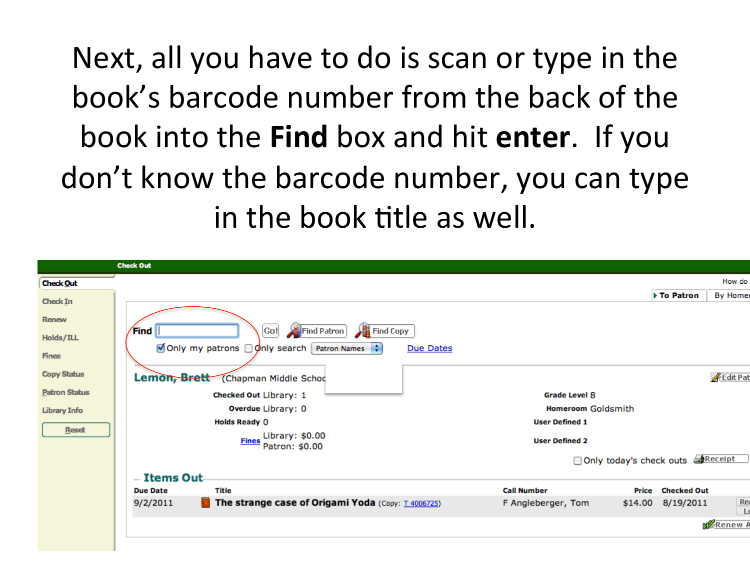Next, all you have to do is scan or type in the book's barcode number from the back of the book into the **Find** box and hit **enter**. If you don't know the barcode number, you can type in the book title as well.

Check Out

Check Out
Check In
Renew
Holds/ILL
Fines
Copy Status
Patron Status
Library Info
Reset

Find [ ] Go! Find Patron Find Copy

Only my patrons  Only search Patron Names  Due Dates

**Lemon, Brett** (Chapman Middle Schoo

Checked Out Library: 1
Overdue Library: 0
Holds Ready 0
Fines Library: $0.00 Patron: $0.00

Grade Level 8
Homeroom Goldsmith
User Defined 1
User Defined 2

Only today's check outs  Receipt

**Items Out**

| Due Date | Title | Call Number | Price | Checked Out |
|---|---|---|---|---|
| 9/2/2011 | **The strange case of Origami Yoda** (Copy: T 4006725) | F Angleberger, Tom | $14.00 | 8/19/2011 |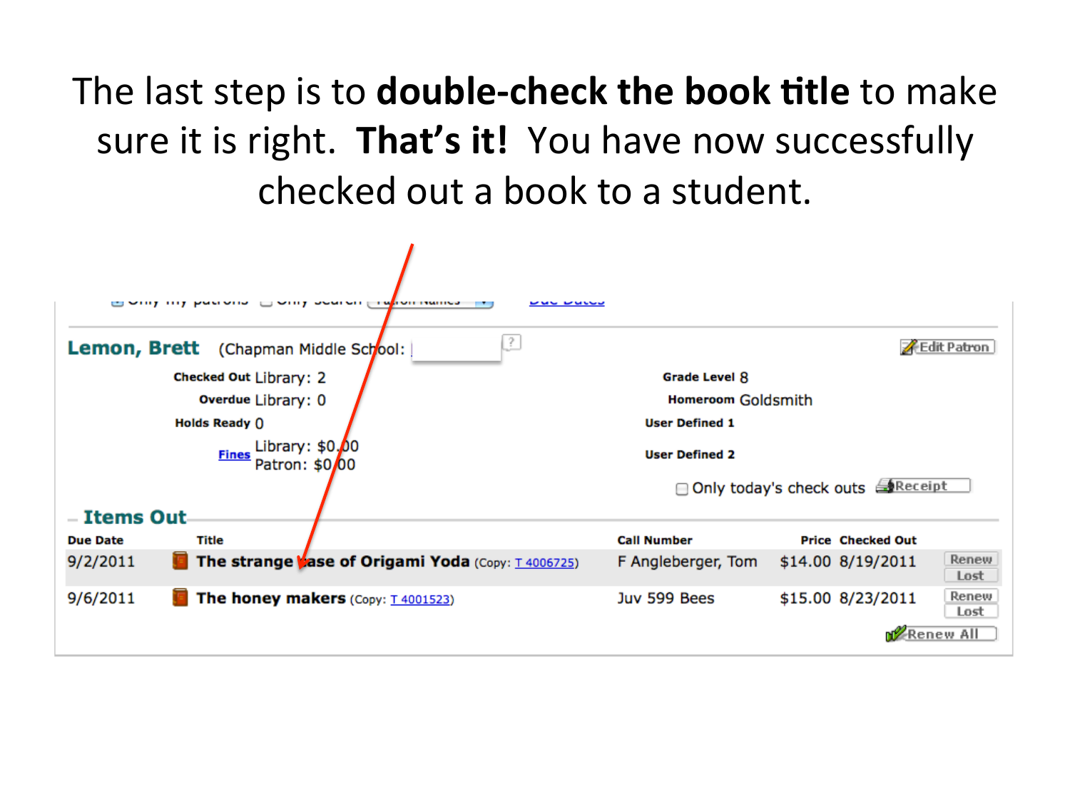The last step is to **double-check the book title** to make sure it is right. **That's it!** You have now successfully checked out a book to a student.

**Lemon, Brett** (Chapman Middle School:

**Checked Out** Library: 2

**Overdue** Library: 0

**Holds Ready** 0

**Fines** Library: $0.00 Patron: $0.00

**Grade Level** 8

**Homeroom** Goldsmith

**User Defined 1**

**User Defined 2**

Only today's check outs — Receipt

Edit Patron

**Items Out**

| Due Date | Title | Call Number | Price | Checked Out | |
|---|---|---|---|---|---|
| 9/2/2011 | **The strange case of Origami Yoda** (Copy: T 4006725) | F Angleberger, Tom | $14.00 | 8/19/2011 | Renew Lost |
| 9/6/2011 | **The honey makers** (Copy: T 4001523) | Juv 599 Bees | $15.00 | 8/23/2011 | Renew Lost |

Renew All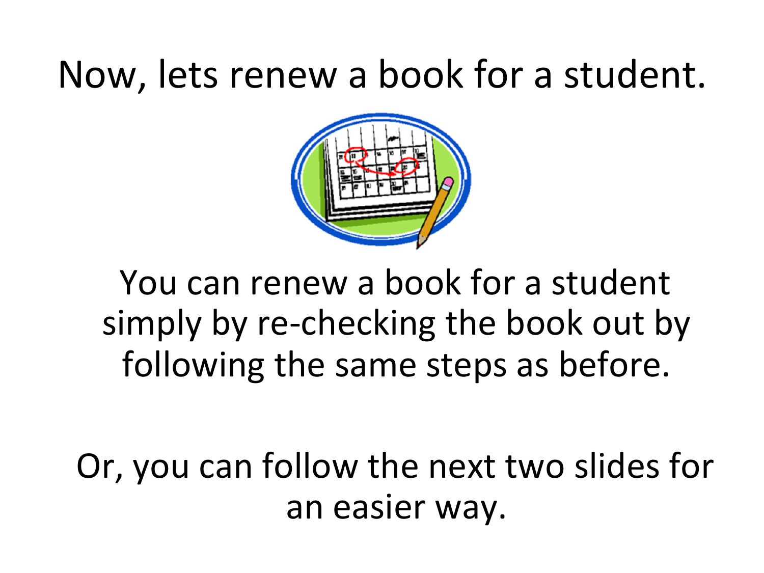# Now, lets renew a book for a student.

You can renew a book for a student simply by re-checking the book out by following the same steps as before.

Or, you can follow the next two slides for an easier way.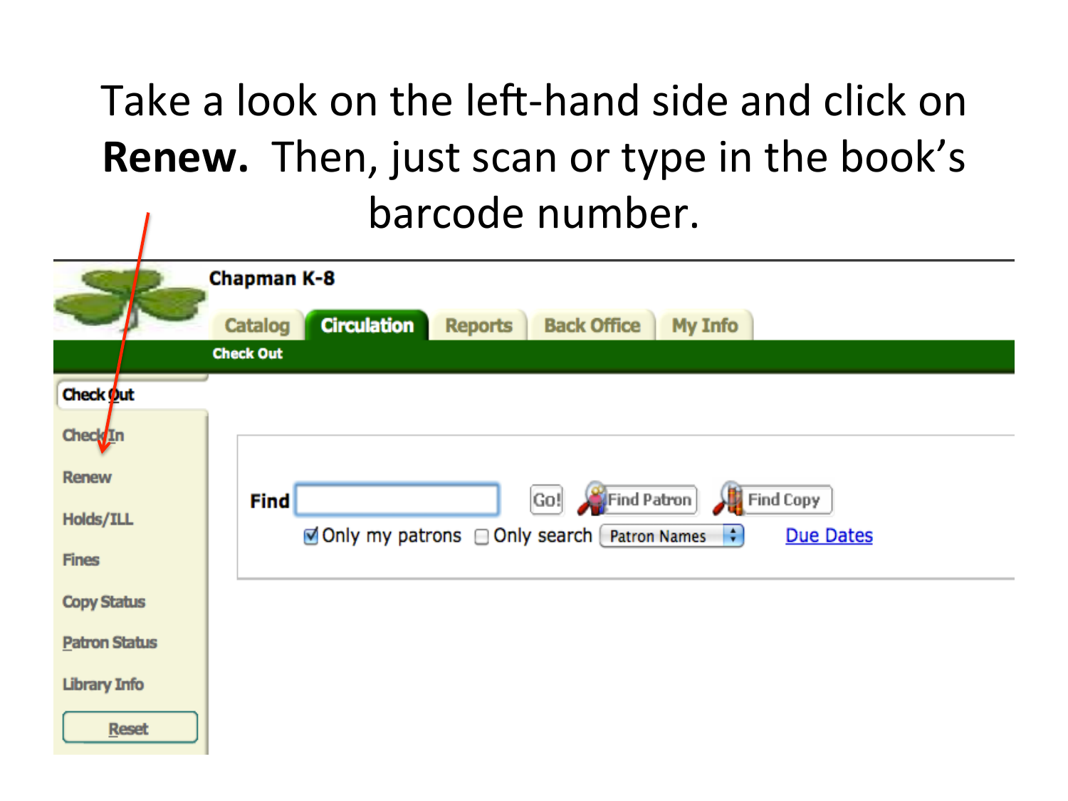Take a look on the left-hand side and click on **Renew.** Then, just scan or type in the book's barcode number.

Chapman K-8

Catalog | Circulation | Reports | Back Office | My Info

Check Out

- Check Out
- Check In
- Renew
- Holds/ILL
- Fines
- Copy Status
- Patron Status
- Library Info
- Reset

Find [ ] Go! Find Patron Find Copy

☑ Only my patrons ☐ Only search Patron Names Due Dates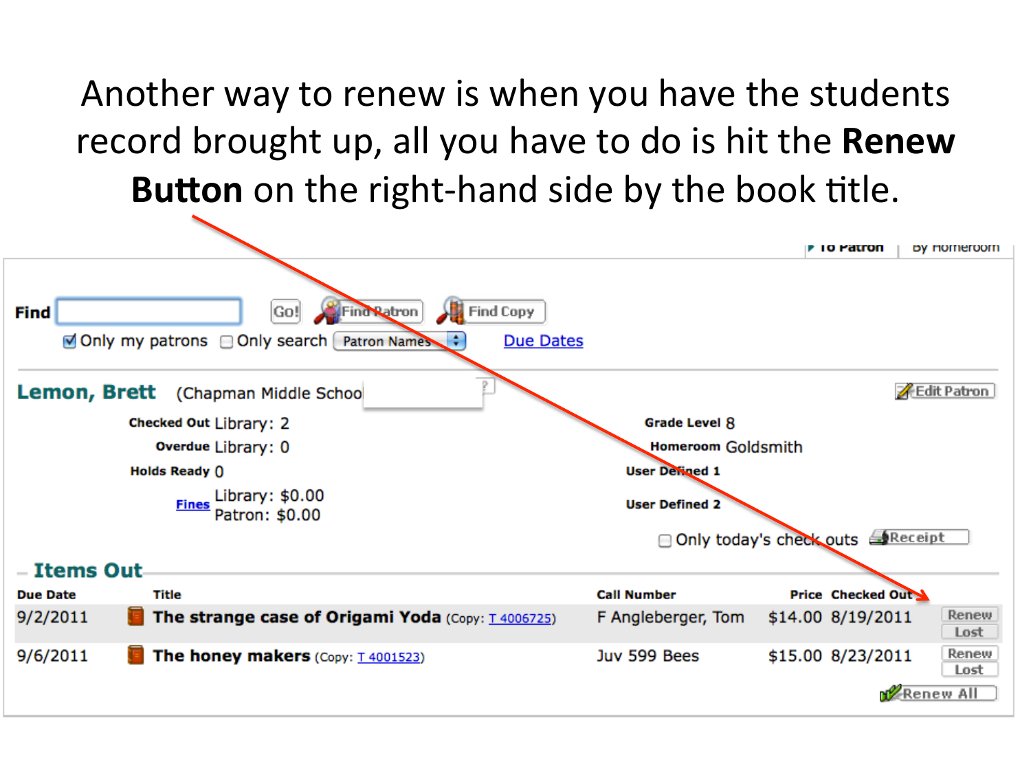Another way to renew is when you have the students record brought up, all you have to do is hit the **Renew Button** on the right-hand side by the book title.

To Patron | By Homeroom

**Find** [ ] Go! Find Patron Find Copy

☑ Only my patrons ☐ Only search Patron Names Due Dates

**Lemon, Brett** (Chapman Middle School) Edit Patron

**Checked Out** Library: 2
**Overdue** Library: 0
**Holds Ready** 0
**Fines** Library: $0.00 Patron: $0.00

**Grade Level** 8
**Homeroom** Goldsmith
**User Defined 1**
**User Defined 2**

☐ Only today's check outs Receipt

**Items Out**

| Due Date | Title | Call Number | Price | Checked Out | |
|---|---|---|---|---|---|
| 9/2/2011 | **The strange case of Origami Yoda** (Copy: T 4006725) | F Angleberger, Tom | $14.00 | 8/19/2011 | Renew Lost |
| 9/6/2011 | **The honey makers** (Copy: T 4001523) | Juv 599 Bees | $15.00 | 8/23/2011 | Renew Lost |

Renew All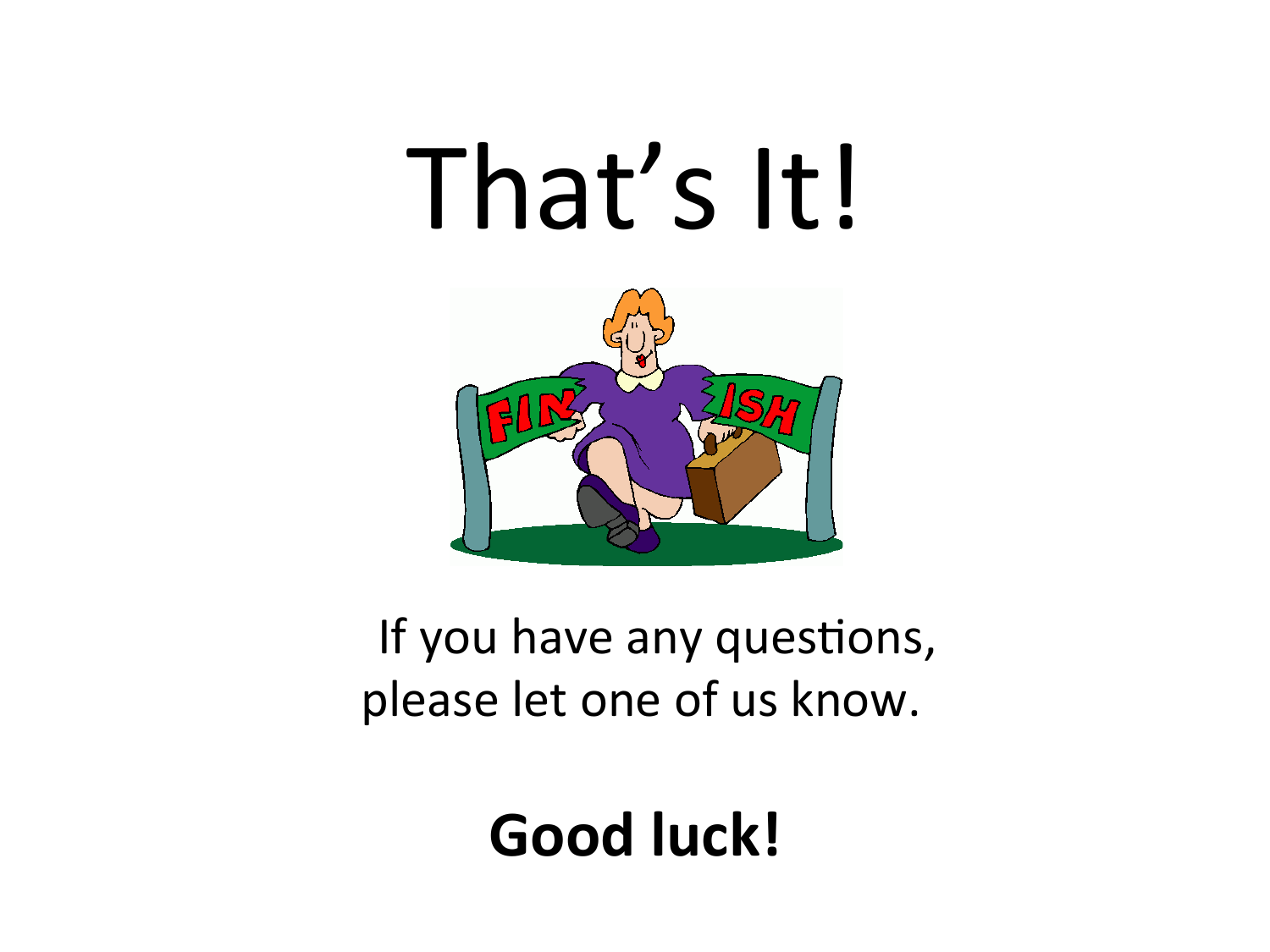# That's It!

If you have any questions, please let one of us know.

**Good luck!**